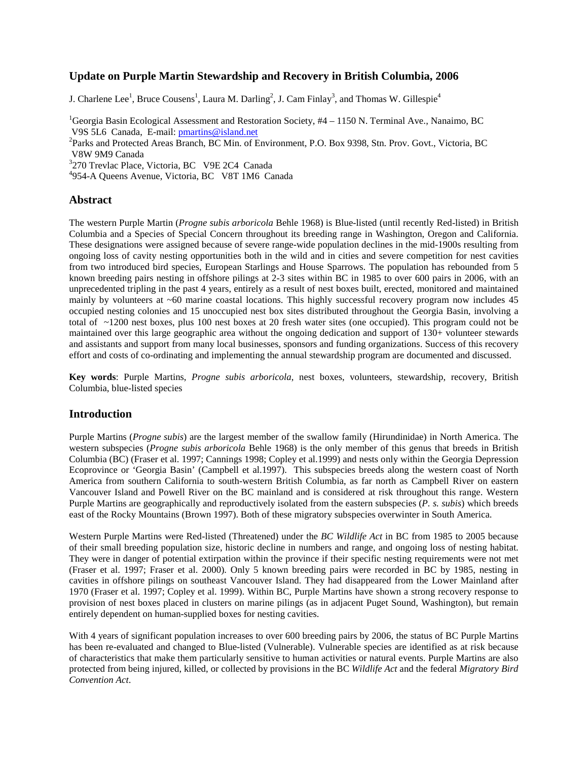# Update on Purple Martin Stewardship and Recovery in British Columbia, 2006

J. Charlene Lee[1], Bruce Cousens[1], Laura M. Darling[2], J. Cam Finlay[3], and Thomas W. Gillespie[4]

[1]Georgia Basin Ecological Assessment and Restoration Society, #4 – 1150 N. Terminal Ave., Nanaimo, BC V9S 5L6 Canada, E-mail: pmartins@island.net

[2]Parks and Protected Areas Branch, BC Min. of Environment, P.O. Box 9398, Stn. Prov. Govt., Victoria, BC V8W 9M9 Canada

[3]270 Trevlac Place, Victoria, BC V9E 2C4 Canada

[4]954-A Queens Avenue, Victoria, BC V8T 1M6 Canada

## Abstract

The western Purple Martin (*Progne subis arboricola* Behle 1968) is Blue-listed (until recently Red-listed) in British Columbia and a Species of Special Concern throughout its breeding range in Washington, Oregon and California. These designations were assigned because of severe range-wide population declines in the mid-1900s resulting from ongoing loss of cavity nesting opportunities both in the wild and in cities and severe competition for nest cavities from two introduced bird species, European Starlings and House Sparrows. The population has rebounded from 5 known breeding pairs nesting in offshore pilings at 2-3 sites within BC in 1985 to over 600 pairs in 2006, with an unprecedented tripling in the past 4 years, entirely as a result of nest boxes built, erected, monitored and maintained mainly by volunteers at ~60 marine coastal locations. This highly successful recovery program now includes 45 occupied nesting colonies and 15 unoccupied nest box sites distributed throughout the Georgia Basin, involving a total of ~1200 nest boxes, plus 100 nest boxes at 20 fresh water sites (one occupied). This program could not be maintained over this large geographic area without the ongoing dedication and support of 130+ volunteer stewards and assistants and support from many local businesses, sponsors and funding organizations. Success of this recovery effort and costs of co-ordinating and implementing the annual stewardship program are documented and discussed.

**Key words**: Purple Martins, *Progne subis arboricola*, nest boxes, volunteers, stewardship, recovery, British Columbia, blue-listed species

## Introduction

Purple Martins (*Progne subis*) are the largest member of the swallow family (Hirundinidae) in North America. The western subspecies (*Progne subis arboricola* Behle 1968) is the only member of this genus that breeds in British Columbia (BC) (Fraser et al. 1997; Cannings 1998; Copley et al.1999) and nests only within the Georgia Depression Ecoprovince or 'Georgia Basin' (Campbell et al.1997). This subspecies breeds along the western coast of North America from southern California to south-western British Columbia, as far north as Campbell River on eastern Vancouver Island and Powell River on the BC mainland and is considered at risk throughout this range. Western Purple Martins are geographically and reproductively isolated from the eastern subspecies (*P. s. subis*) which breeds east of the Rocky Mountains (Brown 1997). Both of these migratory subspecies overwinter in South America.

Western Purple Martins were Red-listed (Threatened) under the *BC Wildlife Act* in BC from 1985 to 2005 because of their small breeding population size, historic decline in numbers and range, and ongoing loss of nesting habitat. They were in danger of potential extirpation within the province if their specific nesting requirements were not met (Fraser et al. 1997; Fraser et al. 2000). Only 5 known breeding pairs were recorded in BC by 1985, nesting in cavities in offshore pilings on southeast Vancouver Island. They had disappeared from the Lower Mainland after 1970 (Fraser et al. 1997; Copley et al. 1999). Within BC, Purple Martins have shown a strong recovery response to provision of nest boxes placed in clusters on marine pilings (as in adjacent Puget Sound, Washington), but remain entirely dependent on human-supplied boxes for nesting cavities.

With 4 years of significant population increases to over 600 breeding pairs by 2006, the status of BC Purple Martins has been re-evaluated and changed to Blue-listed (Vulnerable). Vulnerable species are identified as at risk because of characteristics that make them particularly sensitive to human activities or natural events. Purple Martins are also protected from being injured, killed, or collected by provisions in the BC *Wildlife Act* and the federal *Migratory Bird Convention Act*.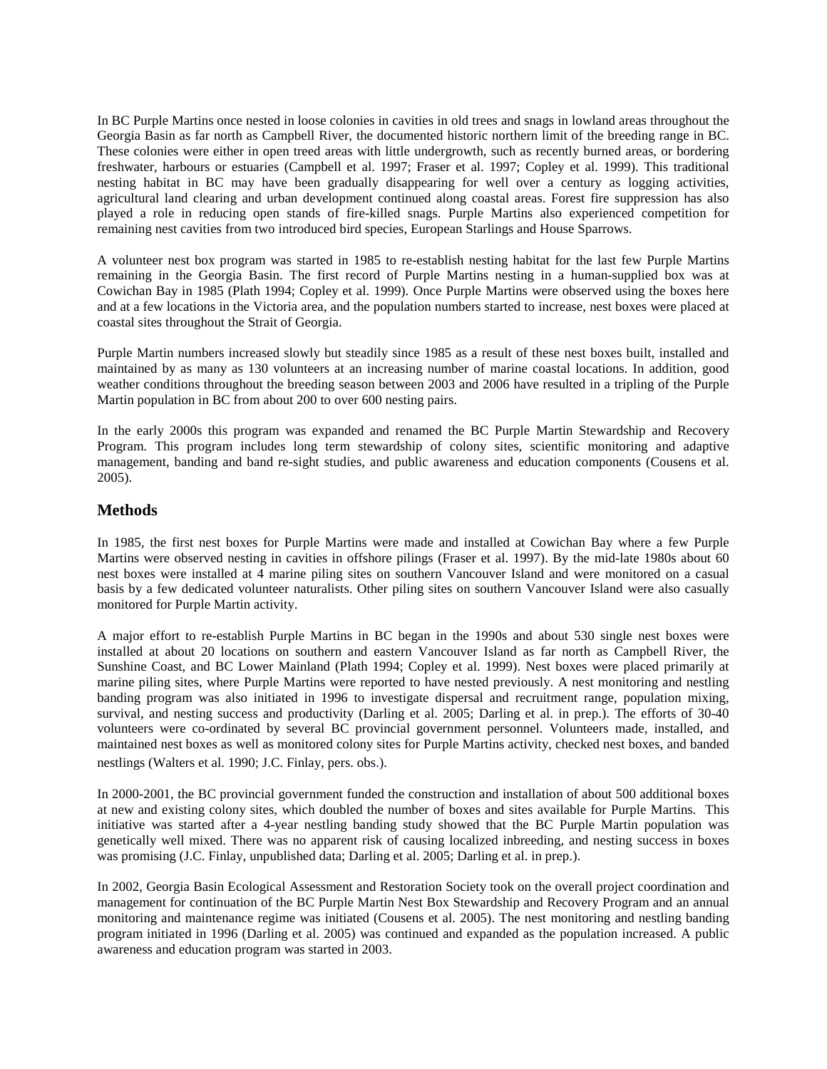In BC Purple Martins once nested in loose colonies in cavities in old trees and snags in lowland areas throughout the Georgia Basin as far north as Campbell River, the documented historic northern limit of the breeding range in BC. These colonies were either in open treed areas with little undergrowth, such as recently burned areas, or bordering freshwater, harbours or estuaries (Campbell et al. 1997; Fraser et al. 1997; Copley et al. 1999). This traditional nesting habitat in BC may have been gradually disappearing for well over a century as logging activities, agricultural land clearing and urban development continued along coastal areas. Forest fire suppression has also played a role in reducing open stands of fire-killed snags. Purple Martins also experienced competition for remaining nest cavities from two introduced bird species, European Starlings and House Sparrows.

A volunteer nest box program was started in 1985 to re-establish nesting habitat for the last few Purple Martins remaining in the Georgia Basin. The first record of Purple Martins nesting in a human-supplied box was at Cowichan Bay in 1985 (Plath 1994; Copley et al. 1999). Once Purple Martins were observed using the boxes here and at a few locations in the Victoria area, and the population numbers started to increase, nest boxes were placed at coastal sites throughout the Strait of Georgia.

Purple Martin numbers increased slowly but steadily since 1985 as a result of these nest boxes built, installed and maintained by as many as 130 volunteers at an increasing number of marine coastal locations. In addition, good weather conditions throughout the breeding season between 2003 and 2006 have resulted in a tripling of the Purple Martin population in BC from about 200 to over 600 nesting pairs.

In the early 2000s this program was expanded and renamed the BC Purple Martin Stewardship and Recovery Program. This program includes long term stewardship of colony sites, scientific monitoring and adaptive management, banding and band re-sight studies, and public awareness and education components (Cousens et al. 2005).

## Methods

In 1985, the first nest boxes for Purple Martins were made and installed at Cowichan Bay where a few Purple Martins were observed nesting in cavities in offshore pilings (Fraser et al. 1997). By the mid-late 1980s about 60 nest boxes were installed at 4 marine piling sites on southern Vancouver Island and were monitored on a casual basis by a few dedicated volunteer naturalists. Other piling sites on southern Vancouver Island were also casually monitored for Purple Martin activity.

A major effort to re-establish Purple Martins in BC began in the 1990s and about 530 single nest boxes were installed at about 20 locations on southern and eastern Vancouver Island as far north as Campbell River, the Sunshine Coast, and BC Lower Mainland (Plath 1994; Copley et al. 1999). Nest boxes were placed primarily at marine piling sites, where Purple Martins were reported to have nested previously. A nest monitoring and nestling banding program was also initiated in 1996 to investigate dispersal and recruitment range, population mixing, survival, and nesting success and productivity (Darling et al. 2005; Darling et al. in prep.). The efforts of 30-40 volunteers were co-ordinated by several BC provincial government personnel. Volunteers made, installed, and maintained nest boxes as well as monitored colony sites for Purple Martins activity, checked nest boxes, and banded nestlings (Walters et al. 1990; J.C. Finlay, pers. obs.).

In 2000-2001, the BC provincial government funded the construction and installation of about 500 additional boxes at new and existing colony sites, which doubled the number of boxes and sites available for Purple Martins. This initiative was started after a 4-year nestling banding study showed that the BC Purple Martin population was genetically well mixed. There was no apparent risk of causing localized inbreeding, and nesting success in boxes was promising (J.C. Finlay, unpublished data; Darling et al. 2005; Darling et al. in prep.).

In 2002, Georgia Basin Ecological Assessment and Restoration Society took on the overall project coordination and management for continuation of the BC Purple Martin Nest Box Stewardship and Recovery Program and an annual monitoring and maintenance regime was initiated (Cousens et al. 2005). The nest monitoring and nestling banding program initiated in 1996 (Darling et al. 2005) was continued and expanded as the population increased. A public awareness and education program was started in 2003.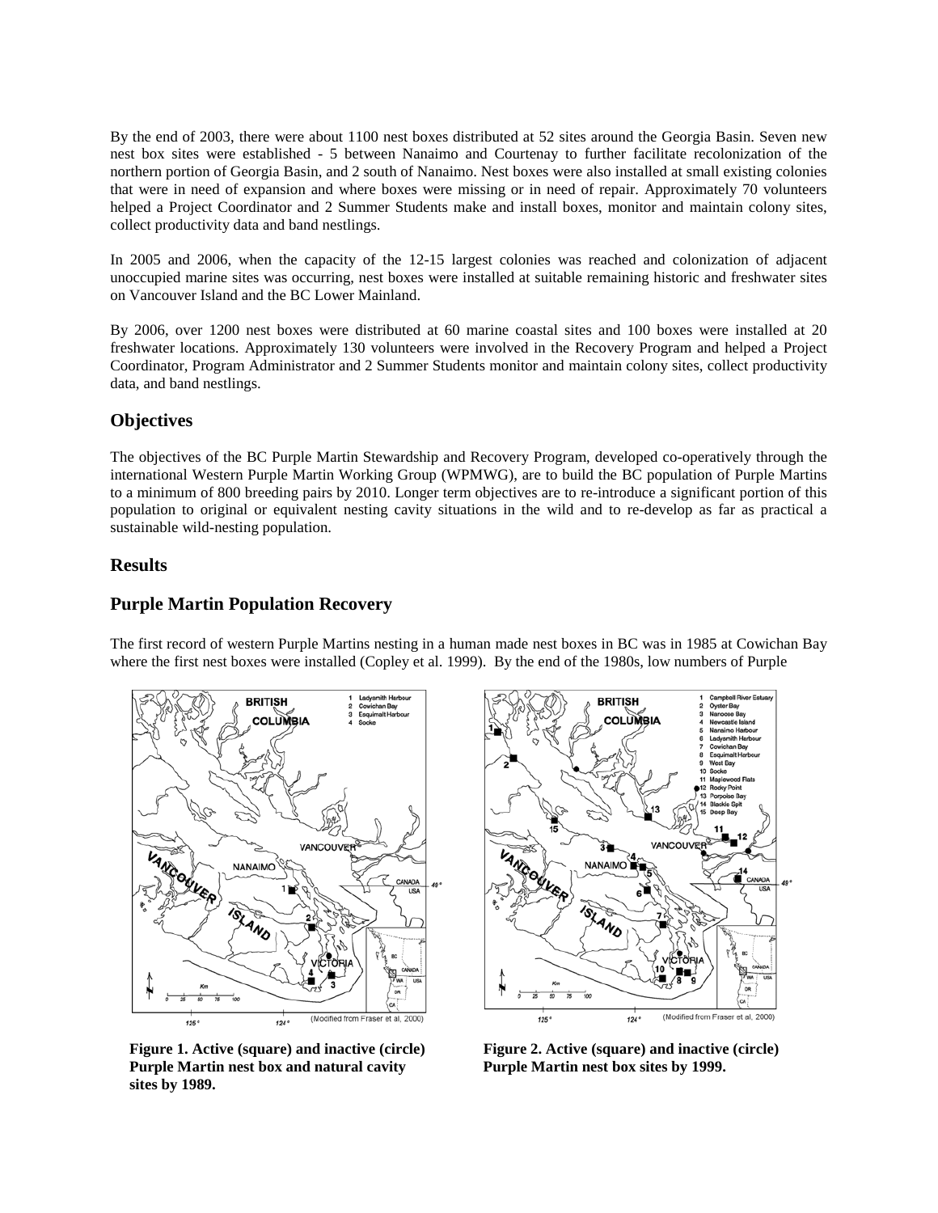By the end of 2003, there were about 1100 nest boxes distributed at 52 sites around the Georgia Basin. Seven new nest box sites were established - 5 between Nanaimo and Courtenay to further facilitate recolonization of the northern portion of Georgia Basin, and 2 south of Nanaimo. Nest boxes were also installed at small existing colonies that were in need of expansion and where boxes were missing or in need of repair. Approximately 70 volunteers helped a Project Coordinator and 2 Summer Students make and install boxes, monitor and maintain colony sites, collect productivity data and band nestlings.

In 2005 and 2006, when the capacity of the 12-15 largest colonies was reached and colonization of adjacent unoccupied marine sites was occurring, nest boxes were installed at suitable remaining historic and freshwater sites on Vancouver Island and the BC Lower Mainland.

By 2006, over 1200 nest boxes were distributed at 60 marine coastal sites and 100 boxes were installed at 20 freshwater locations. Approximately 130 volunteers were involved in the Recovery Program and helped a Project Coordinator, Program Administrator and 2 Summer Students monitor and maintain colony sites, collect productivity data, and band nestlings.

## Objectives

The objectives of the BC Purple Martin Stewardship and Recovery Program, developed co-operatively through the international Western Purple Martin Working Group (WPMWG), are to build the BC population of Purple Martins to a minimum of 800 breeding pairs by 2010. Longer term objectives are to re-introduce a significant portion of this population to original or equivalent nesting cavity situations in the wild and to re-develop as far as practical a sustainable wild-nesting population.

## Results

## Purple Martin Population Recovery

The first record of western Purple Martins nesting in a human made nest boxes in BC was in 1985 at Cowichan Bay where the first nest boxes were installed (Copley et al. 1999). By the end of the 1980s, low numbers of Purple

**Figure 1. Active (square) and inactive (circle) Purple Martin nest box and natural cavity sites by 1989.**

**Figure 2. Active (square) and inactive (circle) Purple Martin nest box sites by 1999.**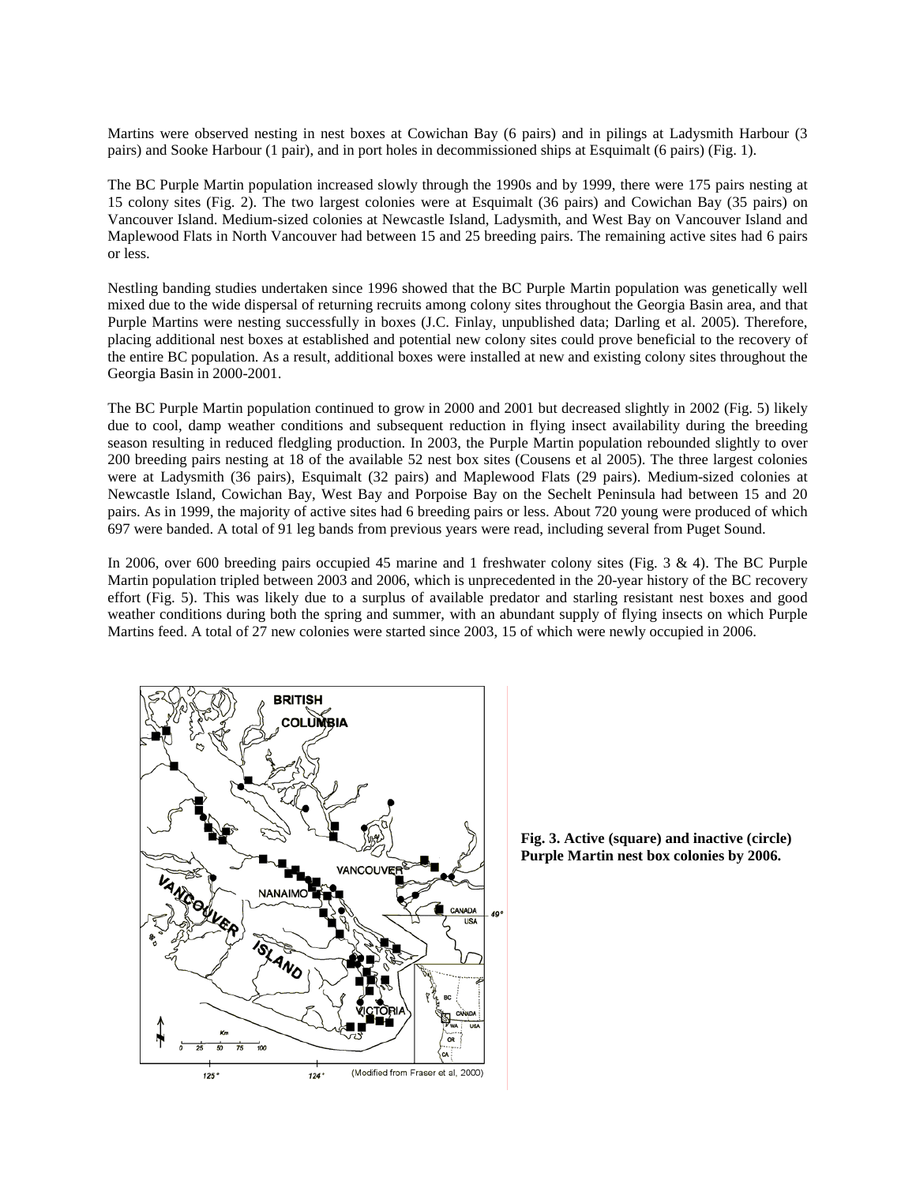Martins were observed nesting in nest boxes at Cowichan Bay (6 pairs) and in pilings at Ladysmith Harbour (3 pairs) and Sooke Harbour (1 pair), and in port holes in decommissioned ships at Esquimalt (6 pairs) (Fig. 1).

The BC Purple Martin population increased slowly through the 1990s and by 1999, there were 175 pairs nesting at 15 colony sites (Fig. 2). The two largest colonies were at Esquimalt (36 pairs) and Cowichan Bay (35 pairs) on Vancouver Island. Medium-sized colonies at Newcastle Island, Ladysmith, and West Bay on Vancouver Island and Maplewood Flats in North Vancouver had between 15 and 25 breeding pairs. The remaining active sites had 6 pairs or less.

Nestling banding studies undertaken since 1996 showed that the BC Purple Martin population was genetically well mixed due to the wide dispersal of returning recruits among colony sites throughout the Georgia Basin area, and that Purple Martins were nesting successfully in boxes (J.C. Finlay, unpublished data; Darling et al. 2005). Therefore, placing additional nest boxes at established and potential new colony sites could prove beneficial to the recovery of the entire BC population. As a result, additional boxes were installed at new and existing colony sites throughout the Georgia Basin in 2000-2001.

The BC Purple Martin population continued to grow in 2000 and 2001 but decreased slightly in 2002 (Fig. 5) likely due to cool, damp weather conditions and subsequent reduction in flying insect availability during the breeding season resulting in reduced fledgling production. In 2003, the Purple Martin population rebounded slightly to over 200 breeding pairs nesting at 18 of the available 52 nest box sites (Cousens et al 2005). The three largest colonies were at Ladysmith (36 pairs), Esquimalt (32 pairs) and Maplewood Flats (29 pairs). Medium-sized colonies at Newcastle Island, Cowichan Bay, West Bay and Porpoise Bay on the Sechelt Peninsula had between 15 and 20 pairs. As in 1999, the majority of active sites had 6 breeding pairs or less. About 720 young were produced of which 697 were banded. A total of 91 leg bands from previous years were read, including several from Puget Sound.

In 2006, over 600 breeding pairs occupied 45 marine and 1 freshwater colony sites (Fig. 3 & 4). The BC Purple Martin population tripled between 2003 and 2006, which is unprecedented in the 20-year history of the BC recovery effort (Fig. 5). This was likely due to a surplus of available predator and starling resistant nest boxes and good weather conditions during both the spring and summer, with an abundant supply of flying insects on which Purple Martins feed. A total of 27 new colonies were started since 2003, 15 of which were newly occupied in 2006.

**Fig. 3. Active (square) and inactive (circle) Purple Martin nest box colonies by 2006.**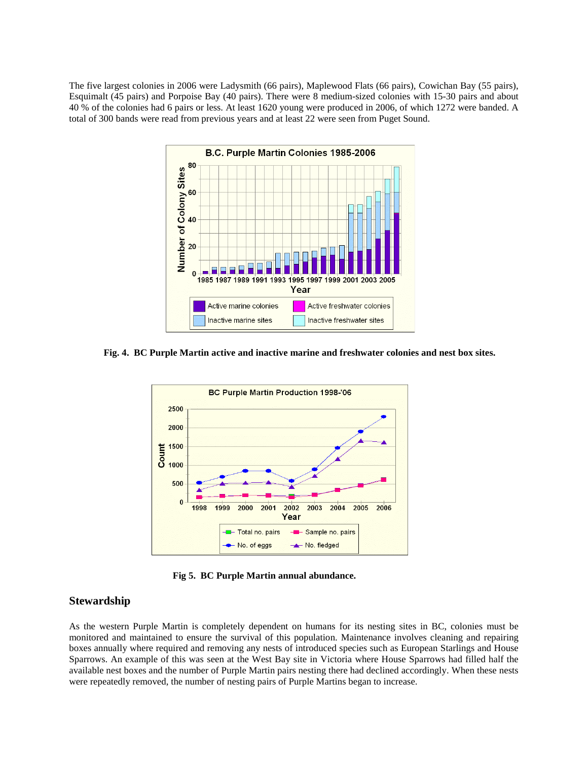The five largest colonies in 2006 were Ladysmith (66 pairs), Maplewood Flats (66 pairs), Cowichan Bay (55 pairs), Esquimalt (45 pairs) and Porpoise Bay (40 pairs). There were 8 medium-sized colonies with 15-30 pairs and about 40 % of the colonies had 6 pairs or less. At least 1620 young were produced in 2006, of which 1272 were banded. A total of 300 bands were read from previous years and at least 22 were seen from Puget Sound.

**Fig. 4. BC Purple Martin active and inactive marine and freshwater colonies and nest box sites.**

**Fig 5. BC Purple Martin annual abundance.**

## Stewardship

As the western Purple Martin is completely dependent on humans for its nesting sites in BC, colonies must be monitored and maintained to ensure the survival of this population. Maintenance involves cleaning and repairing boxes annually where required and removing any nests of introduced species such as European Starlings and House Sparrows. An example of this was seen at the West Bay site in Victoria where House Sparrows had filled half the available nest boxes and the number of Purple Martin pairs nesting there had declined accordingly. When these nests were repeatedly removed, the number of nesting pairs of Purple Martins began to increase.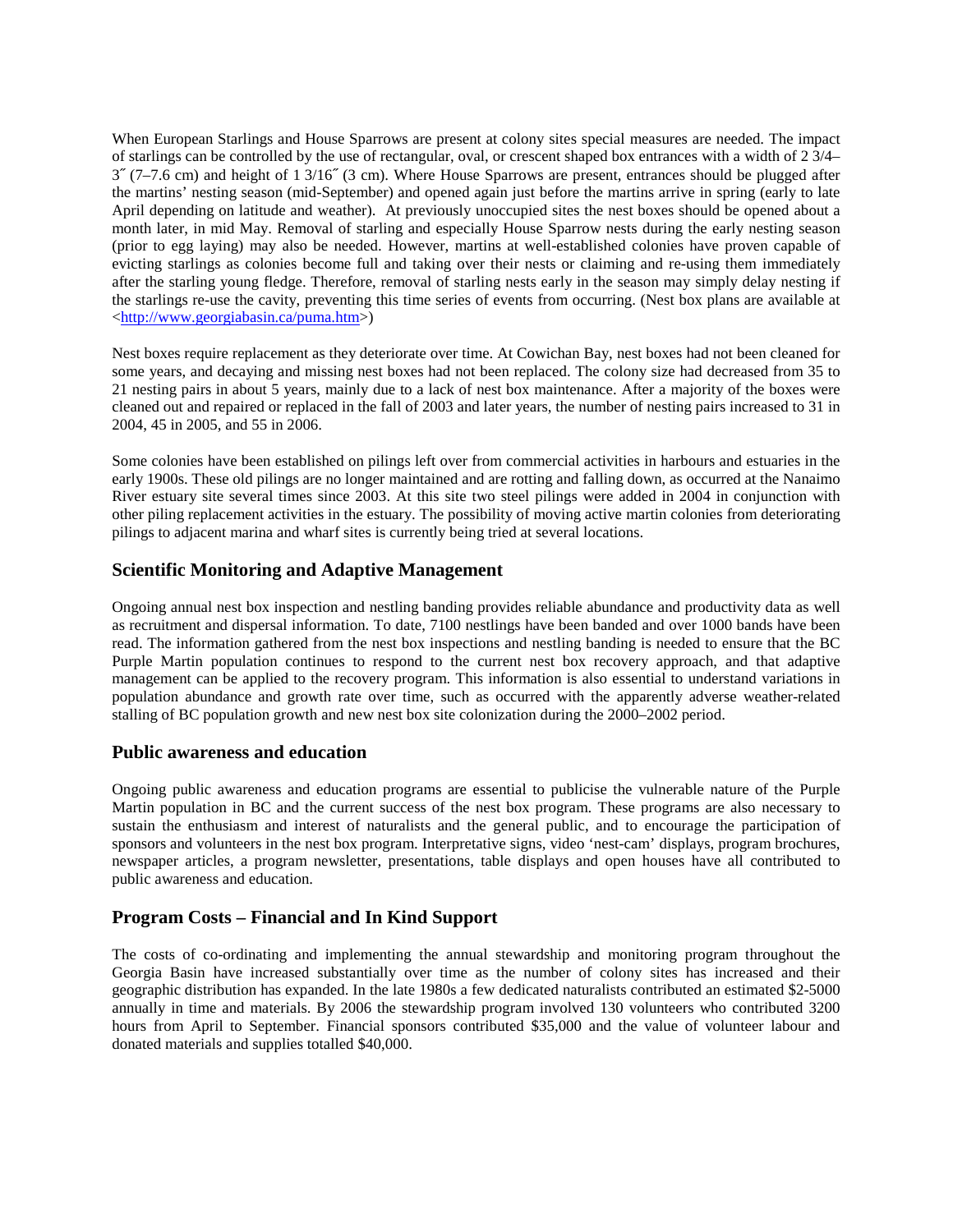When European Starlings and House Sparrows are present at colony sites special measures are needed. The impact of starlings can be controlled by the use of rectangular, oval, or crescent shaped box entrances with a width of 2 3/4–3˝ (7–7.6 cm) and height of 1 3/16˝ (3 cm). Where House Sparrows are present, entrances should be plugged after the martins' nesting season (mid-September) and opened again just before the martins arrive in spring (early to late April depending on latitude and weather). At previously unoccupied sites the nest boxes should be opened about a month later, in mid May. Removal of starling and especially House Sparrow nests during the early nesting season (prior to egg laying) may also be needed. However, martins at well-established colonies have proven capable of evicting starlings as colonies become full and taking over their nests or claiming and re-using them immediately after the starling young fledge. Therefore, removal of starling nests early in the season may simply delay nesting if the starlings re-use the cavity, preventing this time series of events from occurring. (Nest box plans are available at <http://www.georgiabasin.ca/puma.htm>)

Nest boxes require replacement as they deteriorate over time. At Cowichan Bay, nest boxes had not been cleaned for some years, and decaying and missing nest boxes had not been replaced. The colony size had decreased from 35 to 21 nesting pairs in about 5 years, mainly due to a lack of nest box maintenance. After a majority of the boxes were cleaned out and repaired or replaced in the fall of 2003 and later years, the number of nesting pairs increased to 31 in 2004, 45 in 2005, and 55 in 2006.

Some colonies have been established on pilings left over from commercial activities in harbours and estuaries in the early 1900s. These old pilings are no longer maintained and are rotting and falling down, as occurred at the Nanaimo River estuary site several times since 2003. At this site two steel pilings were added in 2004 in conjunction with other piling replacement activities in the estuary. The possibility of moving active martin colonies from deteriorating pilings to adjacent marina and wharf sites is currently being tried at several locations.

## Scientific Monitoring and Adaptive Management

Ongoing annual nest box inspection and nestling banding provides reliable abundance and productivity data as well as recruitment and dispersal information. To date, 7100 nestlings have been banded and over 1000 bands have been read. The information gathered from the nest box inspections and nestling banding is needed to ensure that the BC Purple Martin population continues to respond to the current nest box recovery approach, and that adaptive management can be applied to the recovery program. This information is also essential to understand variations in population abundance and growth rate over time, such as occurred with the apparently adverse weather-related stalling of BC population growth and new nest box site colonization during the 2000–2002 period.

## Public awareness and education

Ongoing public awareness and education programs are essential to publicise the vulnerable nature of the Purple Martin population in BC and the current success of the nest box program. These programs are also necessary to sustain the enthusiasm and interest of naturalists and the general public, and to encourage the participation of sponsors and volunteers in the nest box program. Interpretative signs, video 'nest-cam' displays, program brochures, newspaper articles, a program newsletter, presentations, table displays and open houses have all contributed to public awareness and education.

## Program Costs – Financial and In Kind Support

The costs of co-ordinating and implementing the annual stewardship and monitoring program throughout the Georgia Basin have increased substantially over time as the number of colony sites has increased and their geographic distribution has expanded. In the late 1980s a few dedicated naturalists contributed an estimated $2-5000 annually in time and materials. By 2006 the stewardship program involved 130 volunteers who contributed 3200 hours from April to September. Financial sponsors contributed $35,000 and the value of volunteer labour and donated materials and supplies totalled $40,000.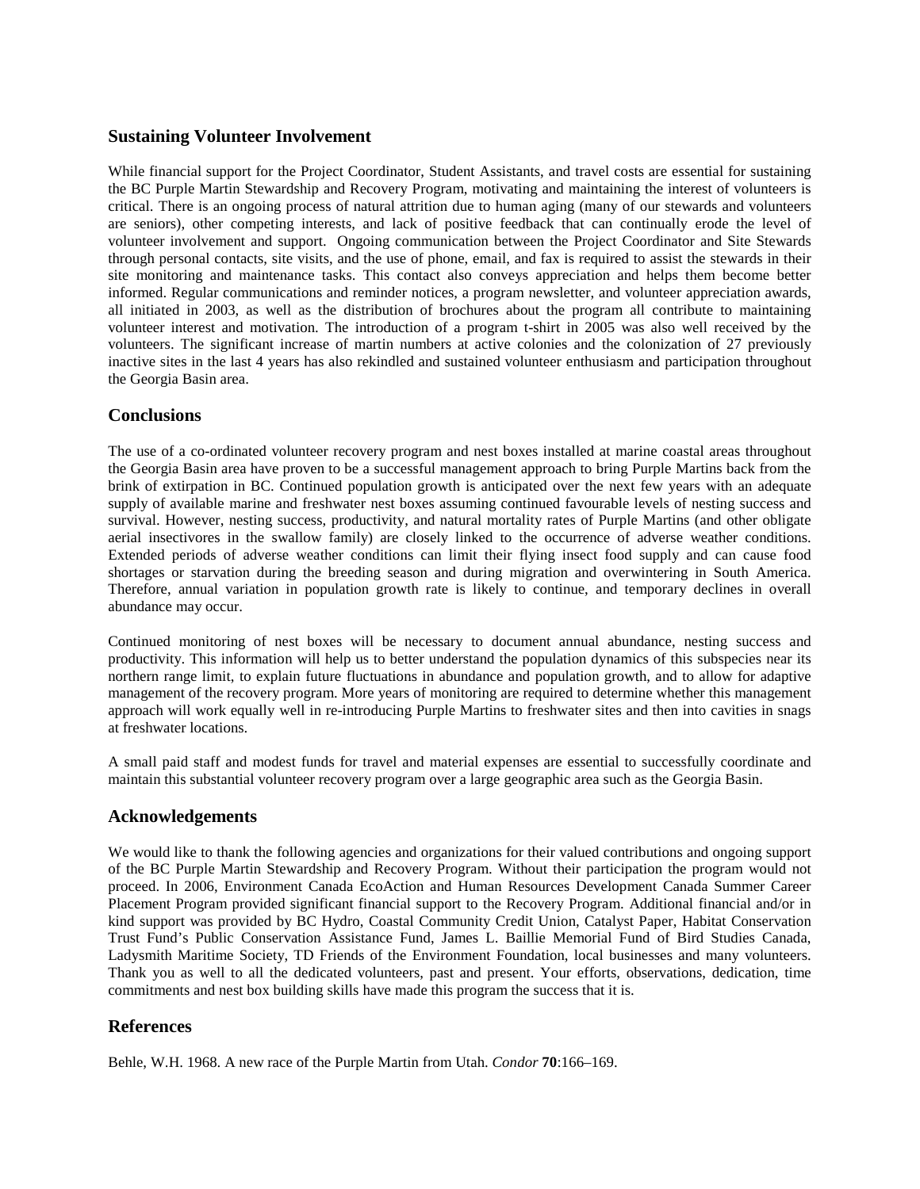## Sustaining Volunteer Involvement

While financial support for the Project Coordinator, Student Assistants, and travel costs are essential for sustaining the BC Purple Martin Stewardship and Recovery Program, motivating and maintaining the interest of volunteers is critical. There is an ongoing process of natural attrition due to human aging (many of our stewards and volunteers are seniors), other competing interests, and lack of positive feedback that can continually erode the level of volunteer involvement and support. Ongoing communication between the Project Coordinator and Site Stewards through personal contacts, site visits, and the use of phone, email, and fax is required to assist the stewards in their site monitoring and maintenance tasks. This contact also conveys appreciation and helps them become better informed. Regular communications and reminder notices, a program newsletter, and volunteer appreciation awards, all initiated in 2003, as well as the distribution of brochures about the program all contribute to maintaining volunteer interest and motivation. The introduction of a program t-shirt in 2005 was also well received by the volunteers. The significant increase of martin numbers at active colonies and the colonization of 27 previously inactive sites in the last 4 years has also rekindled and sustained volunteer enthusiasm and participation throughout the Georgia Basin area.

## Conclusions

The use of a co-ordinated volunteer recovery program and nest boxes installed at marine coastal areas throughout the Georgia Basin area have proven to be a successful management approach to bring Purple Martins back from the brink of extirpation in BC. Continued population growth is anticipated over the next few years with an adequate supply of available marine and freshwater nest boxes assuming continued favourable levels of nesting success and survival. However, nesting success, productivity, and natural mortality rates of Purple Martins (and other obligate aerial insectivores in the swallow family) are closely linked to the occurrence of adverse weather conditions. Extended periods of adverse weather conditions can limit their flying insect food supply and can cause food shortages or starvation during the breeding season and during migration and overwintering in South America. Therefore, annual variation in population growth rate is likely to continue, and temporary declines in overall abundance may occur.

Continued monitoring of nest boxes will be necessary to document annual abundance, nesting success and productivity. This information will help us to better understand the population dynamics of this subspecies near its northern range limit, to explain future fluctuations in abundance and population growth, and to allow for adaptive management of the recovery program. More years of monitoring are required to determine whether this management approach will work equally well in re-introducing Purple Martins to freshwater sites and then into cavities in snags at freshwater locations.

A small paid staff and modest funds for travel and material expenses are essential to successfully coordinate and maintain this substantial volunteer recovery program over a large geographic area such as the Georgia Basin.

## Acknowledgements

We would like to thank the following agencies and organizations for their valued contributions and ongoing support of the BC Purple Martin Stewardship and Recovery Program. Without their participation the program would not proceed. In 2006, Environment Canada EcoAction and Human Resources Development Canada Summer Career Placement Program provided significant financial support to the Recovery Program. Additional financial and/or in kind support was provided by BC Hydro, Coastal Community Credit Union, Catalyst Paper, Habitat Conservation Trust Fund's Public Conservation Assistance Fund, James L. Baillie Memorial Fund of Bird Studies Canada, Ladysmith Maritime Society, TD Friends of the Environment Foundation, local businesses and many volunteers. Thank you as well to all the dedicated volunteers, past and present. Your efforts, observations, dedication, time commitments and nest box building skills have made this program the success that it is.

## References

Behle, W.H. 1968. A new race of the Purple Martin from Utah. *Condor* **70**:166–169.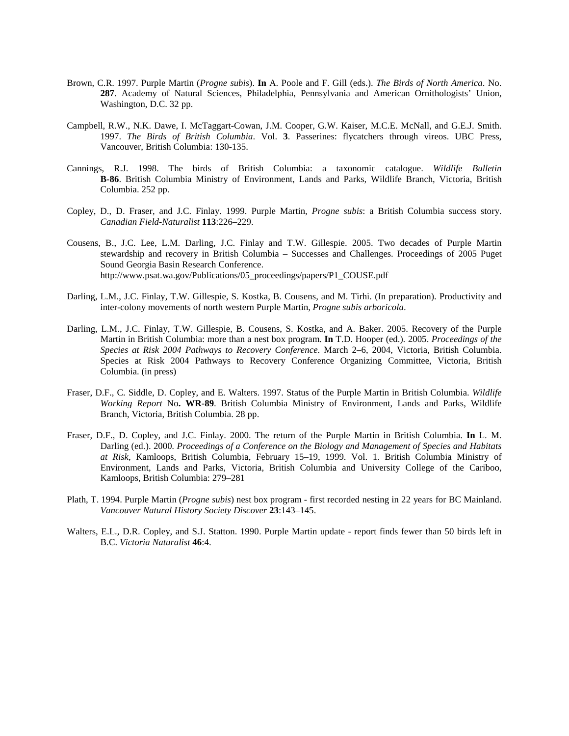Brown, C.R. 1997. Purple Martin (*Progne subis*). **In** A. Poole and F. Gill (eds.). *The Birds of North America*. No. **287**. Academy of Natural Sciences, Philadelphia, Pennsylvania and American Ornithologists' Union, Washington, D.C. 32 pp.

Campbell, R.W., N.K. Dawe, I. McTaggart-Cowan, J.M. Cooper, G.W. Kaiser, M.C.E. McNall, and G.E.J. Smith. 1997. *The Birds of British Columbia*. Vol. **3**. Passerines: flycatchers through vireos. UBC Press, Vancouver, British Columbia: 130-135.

Cannings, R.J. 1998. The birds of British Columbia: a taxonomic catalogue. *Wildlife Bulletin* **B-86**. British Columbia Ministry of Environment, Lands and Parks, Wildlife Branch, Victoria, British Columbia. 252 pp.

Copley, D., D. Fraser, and J.C. Finlay. 1999. Purple Martin, *Progne subis*: a British Columbia success story. *Canadian Field-Naturalist* **113**:226–229.

Cousens, B., J.C. Lee, L.M. Darling, J.C. Finlay and T.W. Gillespie. 2005. Two decades of Purple Martin stewardship and recovery in British Columbia – Successes and Challenges. Proceedings of 2005 Puget Sound Georgia Basin Research Conference. http://www.psat.wa.gov/Publications/05_proceedings/papers/P1_COUSE.pdf

Darling, L.M., J.C. Finlay, T.W. Gillespie, S. Kostka, B. Cousens, and M. Tirhi. (In preparation). Productivity and inter-colony movements of north western Purple Martin, *Progne subis arboricola*.

Darling, L.M., J.C. Finlay, T.W. Gillespie, B. Cousens, S. Kostka, and A. Baker. 2005. Recovery of the Purple Martin in British Columbia: more than a nest box program. **In** T.D. Hooper (ed.). 2005. *Proceedings of the Species at Risk 2004 Pathways to Recovery Conference*. March 2–6, 2004, Victoria, British Columbia. Species at Risk 2004 Pathways to Recovery Conference Organizing Committee, Victoria, British Columbia. (in press)

Fraser, D.F., C. Siddle, D. Copley, and E. Walters. 1997. Status of the Purple Martin in British Columbia. *Wildlife Working Report* No**. WR-89**. British Columbia Ministry of Environment, Lands and Parks, Wildlife Branch, Victoria, British Columbia. 28 pp.

Fraser, D.F., D. Copley, and J.C. Finlay. 2000. The return of the Purple Martin in British Columbia. **In** L. M. Darling (ed.). 2000. *Proceedings of a Conference on the Biology and Management of Species and Habitats at Risk*, Kamloops, British Columbia, February 15–19, 1999. Vol. 1. British Columbia Ministry of Environment, Lands and Parks, Victoria, British Columbia and University College of the Cariboo, Kamloops, British Columbia: 279–281

Plath, T. 1994. Purple Martin (*Progne subis*) nest box program - first recorded nesting in 22 years for BC Mainland. *Vancouver Natural History Society Discover* **23**:143–145.

Walters, E.L., D.R. Copley, and S.J. Statton. 1990. Purple Martin update - report finds fewer than 50 birds left in B.C. *Victoria Naturalist* **46**:4.